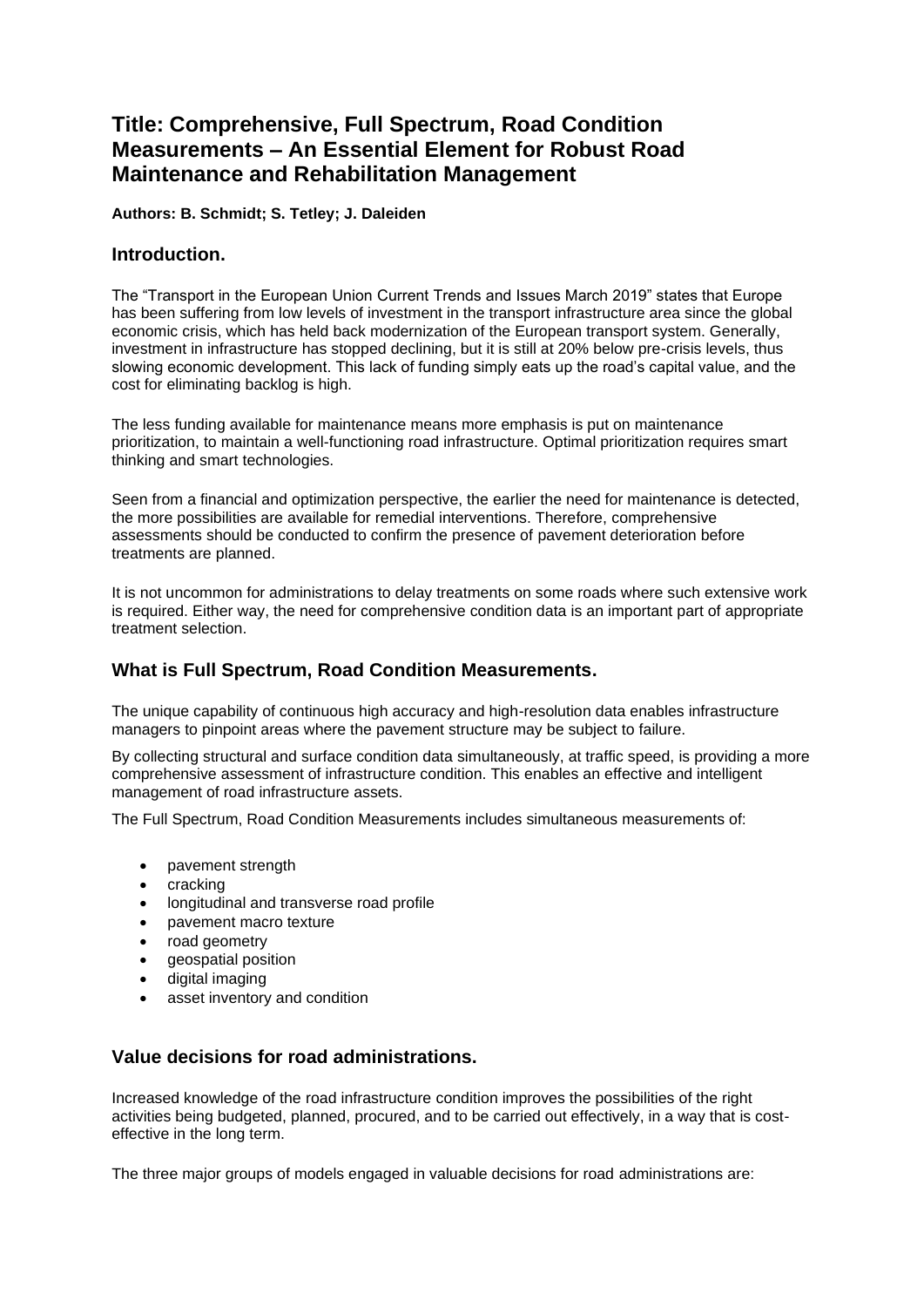# Title: Comprehensive, Full Spectrum, Road Condition Measurements – An Essential Element for Robust Road Maintenance and Rehabilitation Management

**Authors: B. Schmidt; S. Tetley; J. Daleiden**

## Introduction.

The "Transport in the European Union Current Trends and Issues March 2019" states that Europe has been suffering from low levels of investment in the transport infrastructure area since the global economic crisis, which has held back modernization of the European transport system. Generally, investment in infrastructure has stopped declining, but it is still at 20% below pre-crisis levels, thus slowing economic development. This lack of funding simply eats up the road's capital value, and the cost for eliminating backlog is high.

The less funding available for maintenance means more emphasis is put on maintenance prioritization, to maintain a well-functioning road infrastructure. Optimal prioritization requires smart thinking and smart technologies.

Seen from a financial and optimization perspective, the earlier the need for maintenance is detected, the more possibilities are available for remedial interventions. Therefore, comprehensive assessments should be conducted to confirm the presence of pavement deterioration before treatments are planned.

It is not uncommon for administrations to delay treatments on some roads where such extensive work is required. Either way, the need for comprehensive condition data is an important part of appropriate treatment selection.

## What is Full Spectrum, Road Condition Measurements.

The unique capability of continuous high accuracy and high-resolution data enables infrastructure managers to pinpoint areas where the pavement structure may be subject to failure.

By collecting structural and surface condition data simultaneously, at traffic speed, is providing a more comprehensive assessment of infrastructure condition. This enables an effective and intelligent management of road infrastructure assets.

The Full Spectrum, Road Condition Measurements includes simultaneous measurements of:

- pavement strength
- cracking
- longitudinal and transverse road profile
- pavement macro texture
- road geometry
- geospatial position
- digital imaging
- asset inventory and condition

## Value decisions for road administrations.

Increased knowledge of the road infrastructure condition improves the possibilities of the right activities being budgeted, planned, procured, and to be carried out effectively, in a way that is cost-effective in the long term.

The three major groups of models engaged in valuable decisions for road administrations are: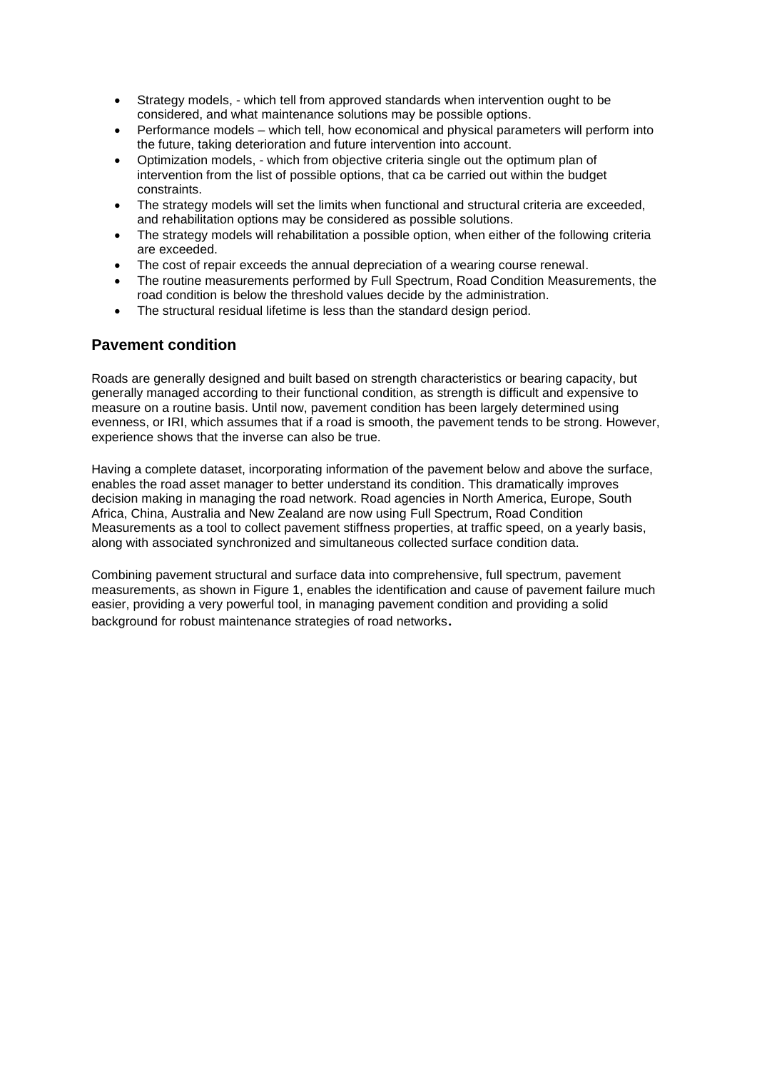- Strategy models, - which tell from approved standards when intervention ought to be considered, and what maintenance solutions may be possible options.
- Performance models – which tell, how economical and physical parameters will perform into the future, taking deterioration and future intervention into account.
- Optimization models, - which from objective criteria single out the optimum plan of intervention from the list of possible options, that ca be carried out within the budget constraints.
- The strategy models will set the limits when functional and structural criteria are exceeded, and rehabilitation options may be considered as possible solutions.
- The strategy models will rehabilitation a possible option, when either of the following criteria are exceeded.
- The cost of repair exceeds the annual depreciation of a wearing course renewal.
- The routine measurements performed by Full Spectrum, Road Condition Measurements, the road condition is below the threshold values decide by the administration.
- The structural residual lifetime is less than the standard design period.

## Pavement condition

Roads are generally designed and built based on strength characteristics or bearing capacity, but generally managed according to their functional condition, as strength is difficult and expensive to measure on a routine basis. Until now, pavement condition has been largely determined using evenness, or IRI, which assumes that if a road is smooth, the pavement tends to be strong. However, experience shows that the inverse can also be true.

Having a complete dataset, incorporating information of the pavement below and above the surface, enables the road asset manager to better understand its condition. This dramatically improves decision making in managing the road network. Road agencies in North America, Europe, South Africa, China, Australia and New Zealand are now using Full Spectrum, Road Condition Measurements as a tool to collect pavement stiffness properties, at traffic speed, on a yearly basis, along with associated synchronized and simultaneous collected surface condition data.

Combining pavement structural and surface data into comprehensive, full spectrum, pavement measurements, as shown in Figure 1, enables the identification and cause of pavement failure much easier, providing a very powerful tool, in managing pavement condition and providing a solid background for robust maintenance strategies of road networks.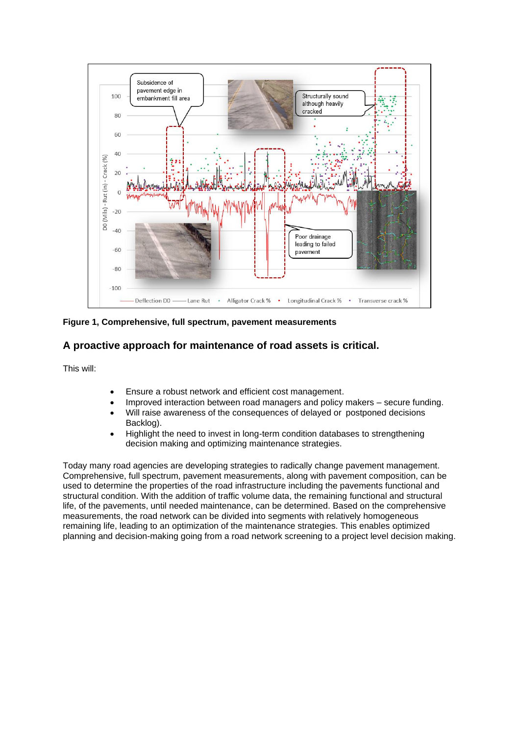**Figure 1, Comprehensive, full spectrum, pavement measurements**

## A proactive approach for maintenance of road assets is critical.

This will:

- Ensure a robust network and efficient cost management.
- Improved interaction between road managers and policy makers – secure funding.
- Will raise awareness of the consequences of delayed or postponed decisions Backlog).
- Highlight the need to invest in long-term condition databases to strengthening decision making and optimizing maintenance strategies.

Today many road agencies are developing strategies to radically change pavement management. Comprehensive, full spectrum, pavement measurements, along with pavement composition, can be used to determine the properties of the road infrastructure including the pavements functional and structural condition. With the addition of traffic volume data, the remaining functional and structural life, of the pavements, until needed maintenance, can be determined. Based on the comprehensive measurements, the road network can be divided into segments with relatively homogeneous remaining life, leading to an optimization of the maintenance strategies. This enables optimized planning and decision-making going from a road network screening to a project level decision making.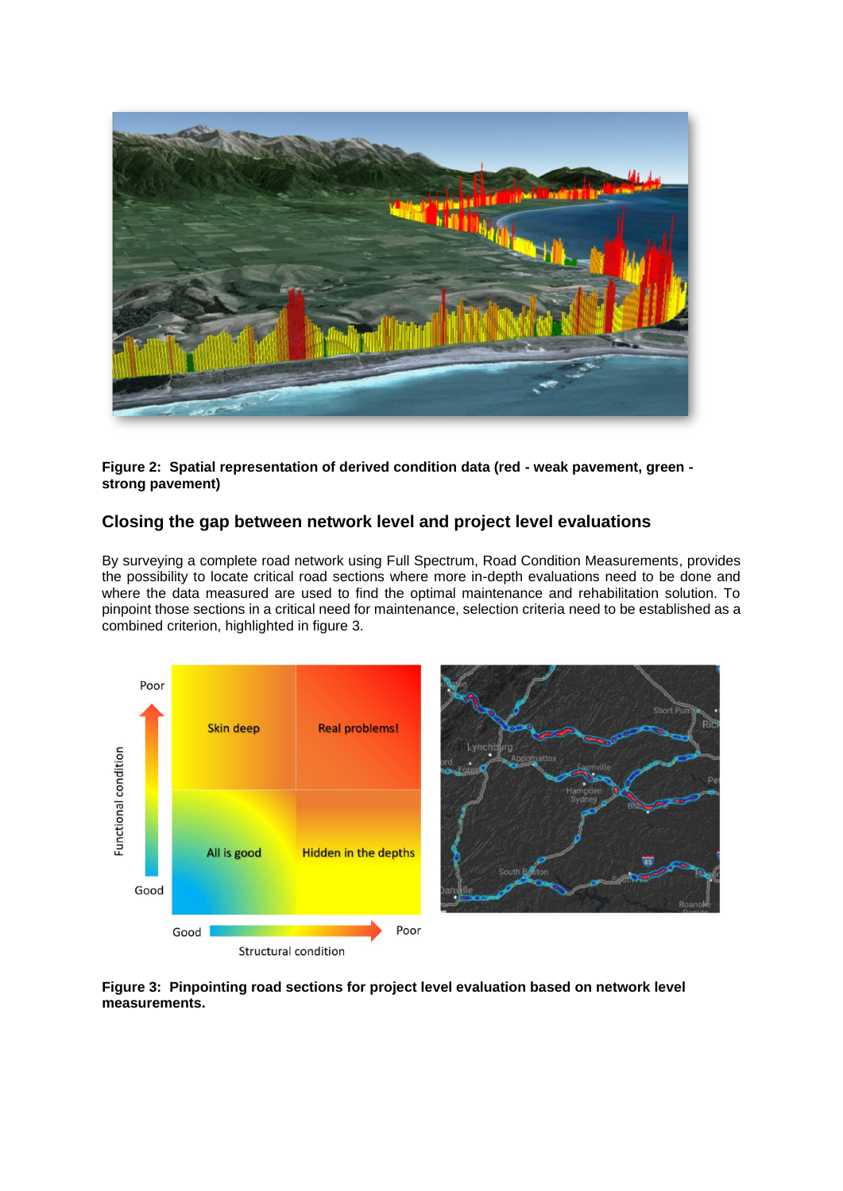**Figure 2: Spatial representation of derived condition data (red - weak pavement, green - strong pavement)**

## Closing the gap between network level and project level evaluations

By surveying a complete road network using Full Spectrum, Road Condition Measurements, provides the possibility to locate critical road sections where more in-depth evaluations need to be done and where the data measured are used to find the optimal maintenance and rehabilitation solution. To pinpoint those sections in a critical need for maintenance, selection criteria need to be established as a combined criterion, highlighted in figure 3.

**Figure 3: Pinpointing road sections for project level evaluation based on network level measurements.**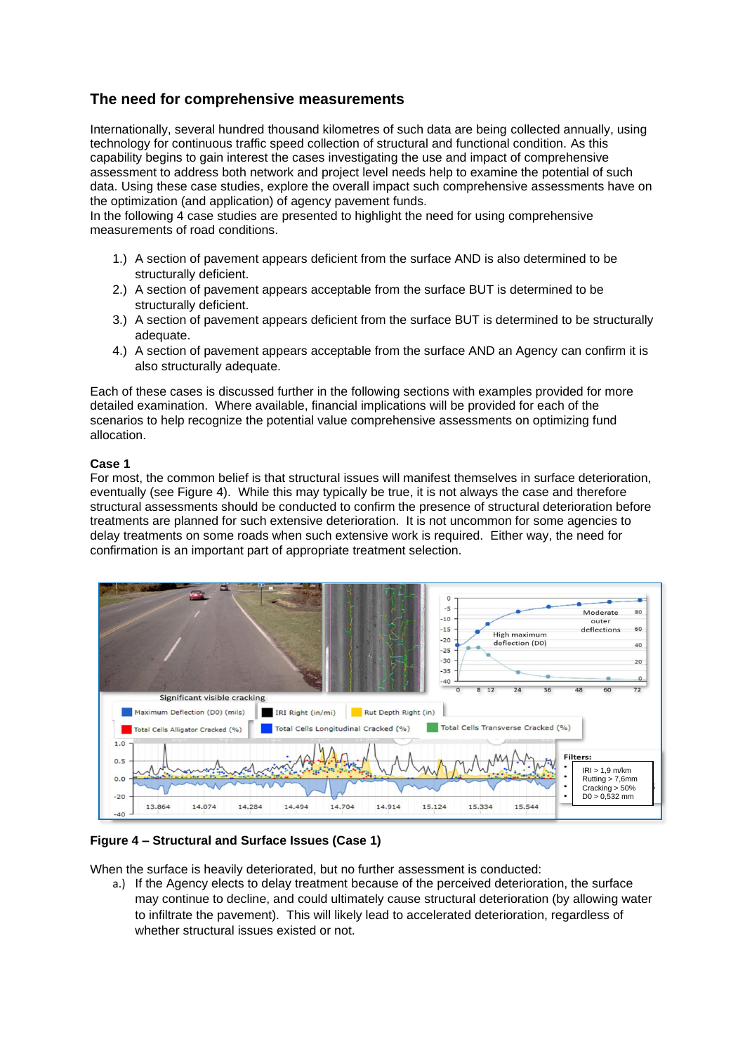## The need for comprehensive measurements

Internationally, several hundred thousand kilometres of such data are being collected annually, using technology for continuous traffic speed collection of structural and functional condition. As this capability begins to gain interest the cases investigating the use and impact of comprehensive assessment to address both network and project level needs help to examine the potential of such data. Using these case studies, explore the overall impact such comprehensive assessments have on the optimization (and application) of agency pavement funds.
In the following 4 case studies are presented to highlight the need for using comprehensive measurements of road conditions.

1.) A section of pavement appears deficient from the surface AND is also determined to be structurally deficient.
2.) A section of pavement appears acceptable from the surface BUT is determined to be structurally deficient.
3.) A section of pavement appears deficient from the surface BUT is determined to be structurally adequate.
4.) A section of pavement appears acceptable from the surface AND an Agency can confirm it is also structurally adequate.

Each of these cases is discussed further in the following sections with examples provided for more detailed examination. Where available, financial implications will be provided for each of the scenarios to help recognize the potential value comprehensive assessments on optimizing fund allocation.

**Case 1**
For most, the common belief is that structural issues will manifest themselves in surface deterioration, eventually (see Figure 4). While this may typically be true, it is not always the case and therefore structural assessments should be conducted to confirm the presence of structural deterioration before treatments are planned for such extensive deterioration. It is not uncommon for some agencies to delay treatments on some roads when such extensive work is required. Either way, the need for confirmation is an important part of appropriate treatment selection.

**Figure 4 – Structural and Surface Issues (Case 1)**

When the surface is heavily deteriorated, but no further assessment is conducted:

a.) If the Agency elects to delay treatment because of the perceived deterioration, the surface may continue to decline, and could ultimately cause structural deterioration (by allowing water to infiltrate the pavement). This will likely lead to accelerated deterioration, regardless of whether structural issues existed or not.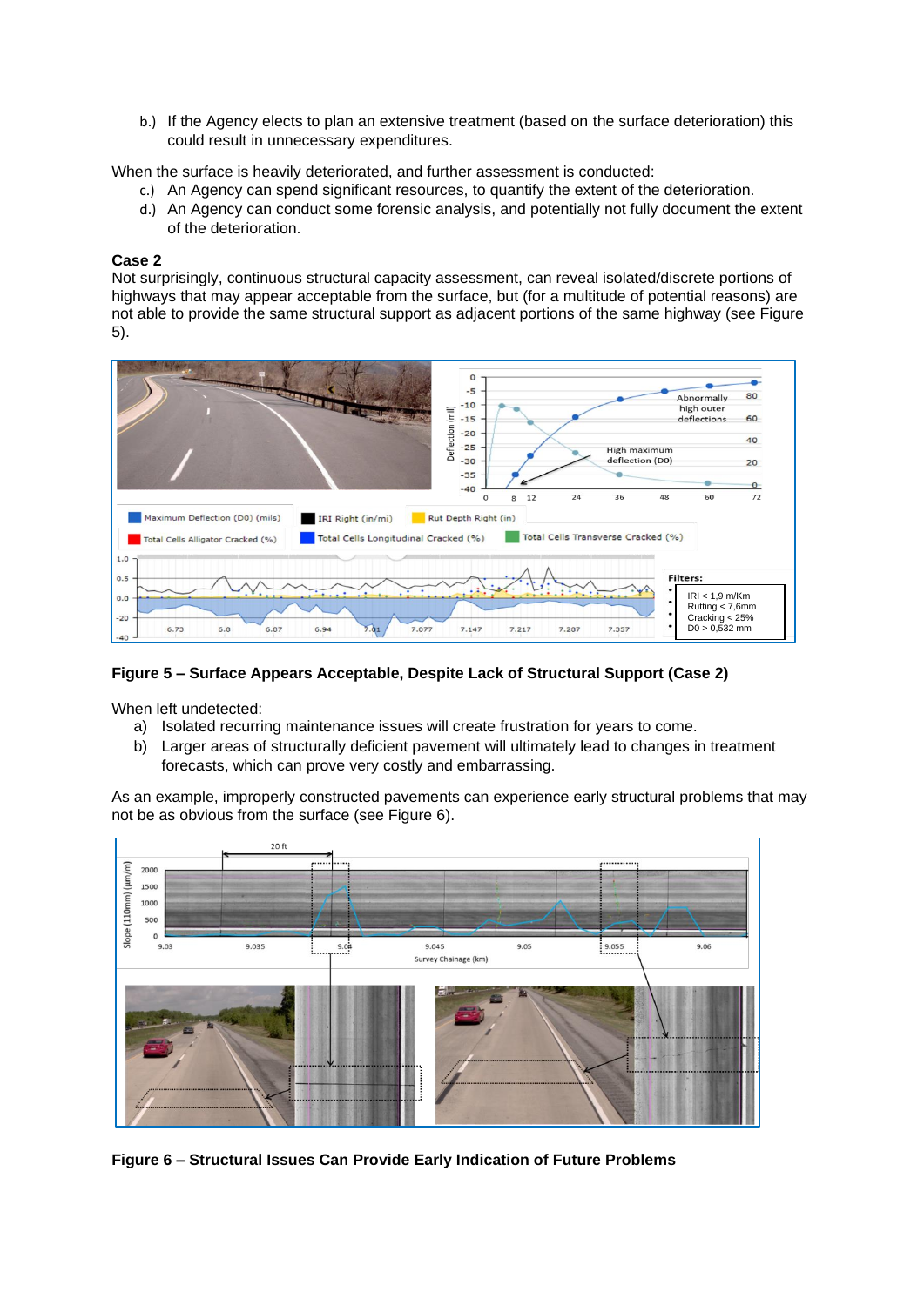b.) If the Agency elects to plan an extensive treatment (based on the surface deterioration) this could result in unnecessary expenditures.

When the surface is heavily deteriorated, and further assessment is conducted:

c.) An Agency can spend significant resources, to quantify the extent of the deterioration.
d.) An Agency can conduct some forensic analysis, and potentially not fully document the extent of the deterioration.

**Case 2**

Not surprisingly, continuous structural capacity assessment, can reveal isolated/discrete portions of highways that may appear acceptable from the surface, but (for a multitude of potential reasons) are not able to provide the same structural support as adjacent portions of the same highway (see Figure 5).

**Figure 5 – Surface Appears Acceptable, Despite Lack of Structural Support (Case 2)**

When left undetected:

a) Isolated recurring maintenance issues will create frustration for years to come.
b) Larger areas of structurally deficient pavement will ultimately lead to changes in treatment forecasts, which can prove very costly and embarrassing.

As an example, improperly constructed pavements can experience early structural problems that may not be as obvious from the surface (see Figure 6).

**Figure 6 – Structural Issues Can Provide Early Indication of Future Problems**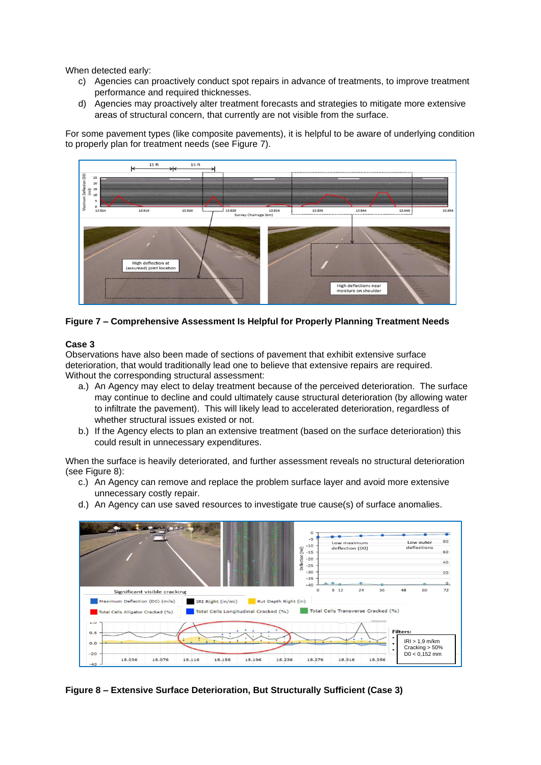When detected early:

c) Agencies can proactively conduct spot repairs in advance of treatments, to improve treatment performance and required thicknesses.
d) Agencies may proactively alter treatment forecasts and strategies to mitigate more extensive areas of structural concern, that currently are not visible from the surface.

For some pavement types (like composite pavements), it is helpful to be aware of underlying condition to properly plan for treatment needs (see Figure 7).

**Figure 7 – Comprehensive Assessment Is Helpful for Properly Planning Treatment Needs**

**Case 3**

Observations have also been made of sections of pavement that exhibit extensive surface deterioration, that would traditionally lead one to believe that extensive repairs are required. Without the corresponding structural assessment:

a.) An Agency may elect to delay treatment because of the perceived deterioration. The surface may continue to decline and could ultimately cause structural deterioration (by allowing water to infiltrate the pavement). This will likely lead to accelerated deterioration, regardless of whether structural issues existed or not.
b.) If the Agency elects to plan an extensive treatment (based on the surface deterioration) this could result in unnecessary expenditures.

When the surface is heavily deteriorated, and further assessment reveals no structural deterioration (see Figure 8):

c.) An Agency can remove and replace the problem surface layer and avoid more extensive unnecessary costly repair.
d.) An Agency can use saved resources to investigate true cause(s) of surface anomalies.

**Figure 8 – Extensive Surface Deterioration, But Structurally Sufficient (Case 3)**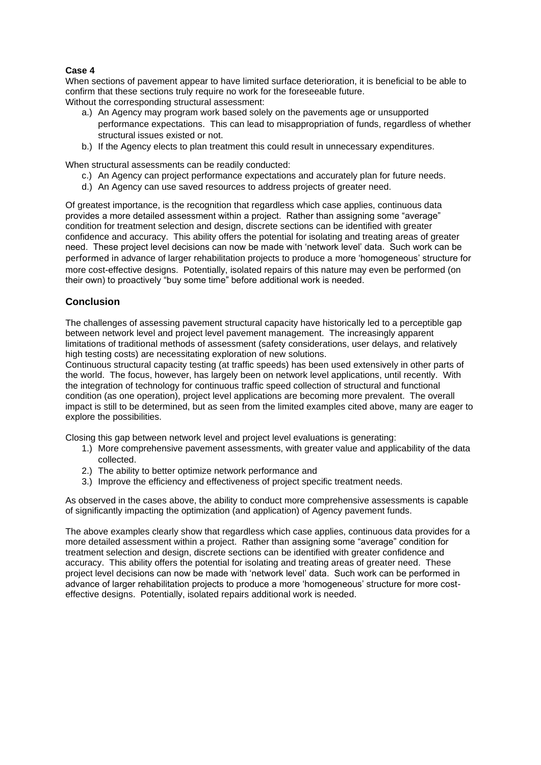**Case 4**

When sections of pavement appear to have limited surface deterioration, it is beneficial to be able to confirm that these sections truly require no work for the foreseeable future.
Without the corresponding structural assessment:

a.) An Agency may program work based solely on the pavements age or unsupported performance expectations. This can lead to misappropriation of funds, regardless of whether structural issues existed or not.
b.) If the Agency elects to plan treatment this could result in unnecessary expenditures.

When structural assessments can be readily conducted:

c.) An Agency can project performance expectations and accurately plan for future needs.
d.) An Agency can use saved resources to address projects of greater need.

Of greatest importance, is the recognition that regardless which case applies, continuous data provides a more detailed assessment within a project. Rather than assigning some "average" condition for treatment selection and design, discrete sections can be identified with greater confidence and accuracy. This ability offers the potential for isolating and treating areas of greater need. These project level decisions can now be made with 'network level' data. Such work can be performed in advance of larger rehabilitation projects to produce a more 'homogeneous' structure for more cost-effective designs. Potentially, isolated repairs of this nature may even be performed (on their own) to proactively "buy some time" before additional work is needed.

## Conclusion

The challenges of assessing pavement structural capacity have historically led to a perceptible gap between network level and project level pavement management. The increasingly apparent limitations of traditional methods of assessment (safety considerations, user delays, and relatively high testing costs) are necessitating exploration of new solutions.
Continuous structural capacity testing (at traffic speeds) has been used extensively in other parts of the world. The focus, however, has largely been on network level applications, until recently. With the integration of technology for continuous traffic speed collection of structural and functional condition (as one operation), project level applications are becoming more prevalent. The overall impact is still to be determined, but as seen from the limited examples cited above, many are eager to explore the possibilities.

Closing this gap between network level and project level evaluations is generating:

1.) More comprehensive pavement assessments, with greater value and applicability of the data collected.
2.) The ability to better optimize network performance and
3.) Improve the efficiency and effectiveness of project specific treatment needs.

As observed in the cases above, the ability to conduct more comprehensive assessments is capable of significantly impacting the optimization (and application) of Agency pavement funds.

The above examples clearly show that regardless which case applies, continuous data provides for a more detailed assessment within a project. Rather than assigning some "average" condition for treatment selection and design, discrete sections can be identified with greater confidence and accuracy. This ability offers the potential for isolating and treating areas of greater need. These project level decisions can now be made with 'network level' data. Such work can be performed in advance of larger rehabilitation projects to produce a more 'homogeneous' structure for more cost-effective designs. Potentially, isolated repairs additional work is needed.